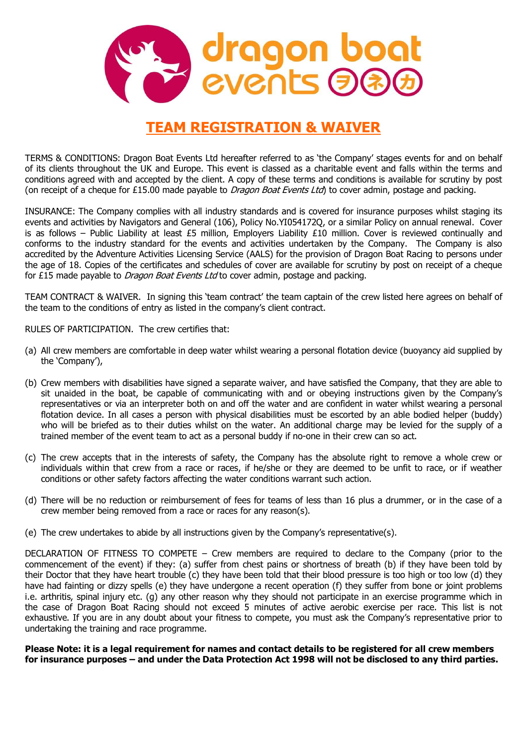# TEAM REGISTRATION & WAIVER

TERMS & CONDITIONS: Dragon Boat Events Ltd hereafter referred to as 'the Company' stages events for and on behalf of its clients throughout the UK and Europe. This event is classed as a charitable event and falls within the terms and conditions agreed with and accepted by the client. A copy of these terms and conditions is available for scrutiny by post (on receipt of a cheque for £15.00 made payable to *Dragon Boat Events Ltd*) to cover admin, postage and packing.

INSURANCE: The Company complies with all industry standards and is covered for insurance purposes whilst staging its events and activities by Navigators and General (106), Policy No.YI054172Q, or a similar Policy on annual renewal. Cover is as follows – Public Liability at least £5 million, Employers Liability £10 million. Cover is reviewed continually and conforms to the industry standard for the events and activities undertaken by the Company. The Company is also accredited by the Adventure Activities Licensing Service (AALS) for the provision of Dragon Boat Racing to persons under the age of 18. Copies of the certificates and schedules of cover are available for scrutiny by post on receipt of a cheque for £15 made payable to *Dragon Boat Events Ltd* to cover admin, postage and packing.

TEAM CONTRACT & WAIVER. In signing this 'team contract' the team captain of the crew listed here agrees on behalf of the team to the conditions of entry as listed in the company's client contract.

RULES OF PARTICIPATION. The crew certifies that:

(a) All crew members are comfortable in deep water whilst wearing a personal flotation device (buoyancy aid supplied by the 'Company'),

(b) Crew members with disabilities have signed a separate waiver, and have satisfied the Company, that they are able to sit unaided in the boat, be capable of communicating with and or obeying instructions given by the Company's representatives or via an interpreter both on and off the water and are confident in water whilst wearing a personal flotation device. In all cases a person with physical disabilities must be escorted by an able bodied helper (buddy) who will be briefed as to their duties whilst on the water. An additional charge may be levied for the supply of a trained member of the event team to act as a personal buddy if no-one in their crew can so act.

(c) The crew accepts that in the interests of safety, the Company has the absolute right to remove a whole crew or individuals within that crew from a race or races, if he/she or they are deemed to be unfit to race, or if weather conditions or other safety factors affecting the water conditions warrant such action.

(d) There will be no reduction or reimbursement of fees for teams of less than 16 plus a drummer, or in the case of a crew member being removed from a race or races for any reason(s).

(e) The crew undertakes to abide by all instructions given by the Company's representative(s).

DECLARATION OF FITNESS TO COMPETE – Crew members are required to declare to the Company (prior to the commencement of the event) if they: (a) suffer from chest pains or shortness of breath (b) if they have been told by their Doctor that they have heart trouble (c) they have been told that their blood pressure is too high or too low (d) they have had fainting or dizzy spells (e) they have undergone a recent operation (f) they suffer from bone or joint problems i.e. arthritis, spinal injury etc. (g) any other reason why they should not participate in an exercise programme which in the case of Dragon Boat Racing should not exceed 5 minutes of active aerobic exercise per race. This list is not exhaustive. If you are in any doubt about your fitness to compete, you must ask the Company's representative prior to undertaking the training and race programme.

**Please Note: it is a legal requirement for names and contact details to be registered for all crew members for insurance purposes – and under the Data Protection Act 1998 will not be disclosed to any third parties.**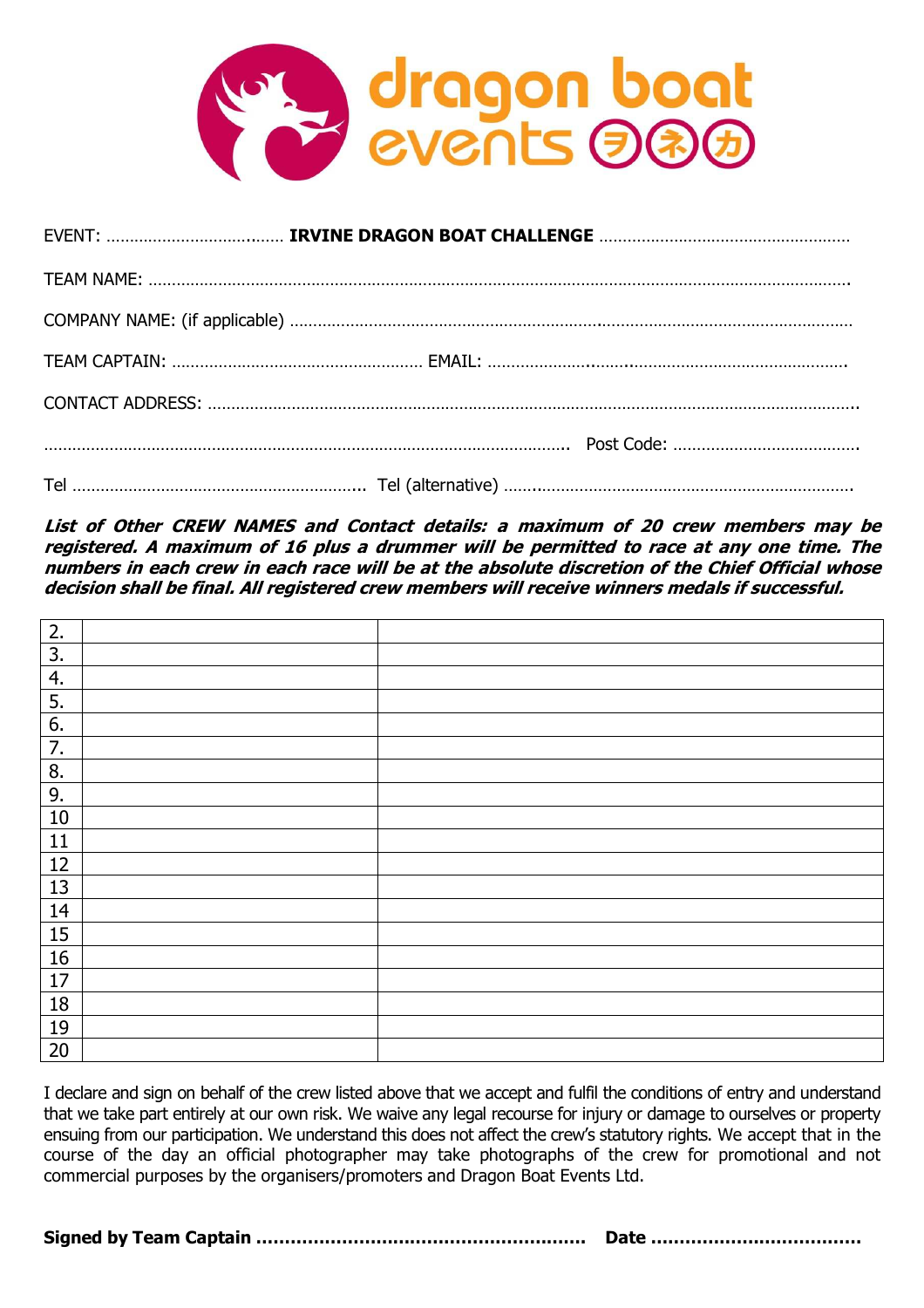dragon boat events ヲネカ

EVENT: ………………………….…… **IRVINE DRAGON BOAT CHALLENGE** ………………………………………………

TEAM NAME: ……………………………………………………………………………………………………………….

COMPANY NAME: (if applicable) …………………………………………………………………………………………

TEAM CAPTAIN: ……………………………………… EMAIL: …………………………………………………………….

CONTACT ADDRESS: ………………………………………………………………………………………………………..

…………………………………………………………………………………………… Post Code: …………………………….

Tel …………………………………………………….. Tel (alternative) ……………………………………………………….

***List of Other CREW NAMES and Contact details: a maximum of 20 crew members may be registered. A maximum of 16 plus a drummer will be permitted to race at any one time. The numbers in each crew in each race will be at the absolute discretion of the Chief Official whose decision shall be final. All registered crew members will receive winners medals if successful.***

| | | |
|---|---|---|
| 2. | | |
| 3. | | |
| 4. | | |
| 5. | | |
| 6. | | |
| 7. | | |
| 8. | | |
| 9. | | |
| 10 | | |
| 11 | | |
| 12 | | |
| 13 | | |
| 14 | | |
| 15 | | |
| 16 | | |
| 17 | | |
| 18 | | |
| 19 | | |
| 20 | | |

I declare and sign on behalf of the crew listed above that we accept and fulfil the conditions of entry and understand that we take part entirely at our own risk. We waive any legal recourse for injury or damage to ourselves or property ensuing from our participation. We understand this does not affect the crew's statutory rights. We accept that in the course of the day an official photographer may take photographs of the crew for promotional and not commercial purposes by the organisers/promoters and Dragon Boat Events Ltd.

**Signed by Team Captain ………………………………………………… Date ………………………………**